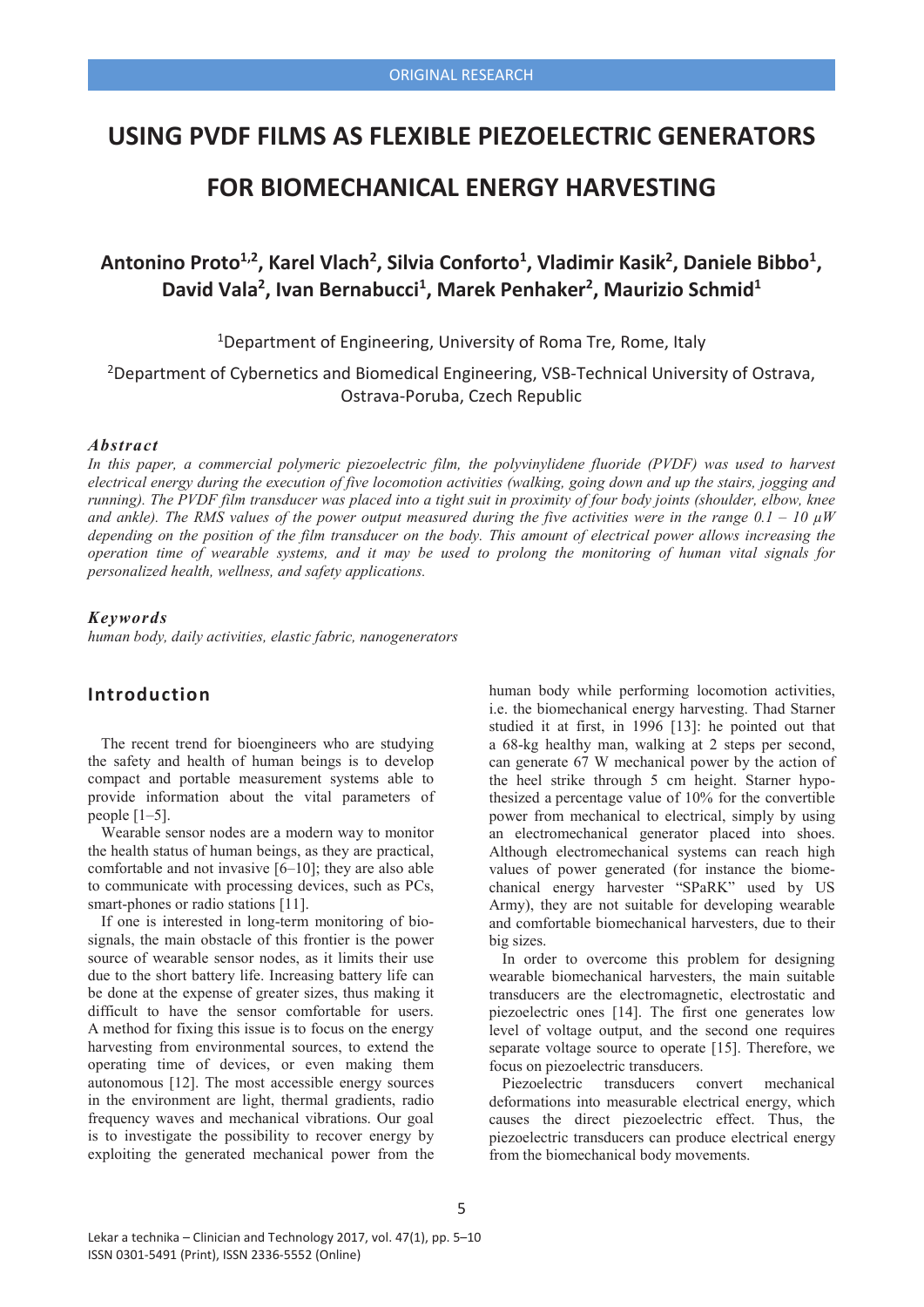ORIGINAL RESEARCH

# USING PVDF FILMS AS FLEXIBLE PIEZOELECTRIC GENERATORS FOR BIOMECHANICAL ENERGY HARVESTING

**Antonino Proto[1,2], Karel Vlach[2], Silvia Conforto[1], Vladimir Kasik[2], Daniele Bibbo[1], David Vala[2], Ivan Bernabucci[1], Marek Penhaker[2], Maurizio Schmid[1]**

[1]Department of Engineering, University of Roma Tre, Rome, Italy

[2]Department of Cybernetics and Biomedical Engineering, VSB-Technical University of Ostrava, Ostrava-Poruba, Czech Republic

### *Abstract*

*In this paper, a commercial polymeric piezoelectric film, the polyvinylidene fluoride (PVDF) was used to harvest electrical energy during the execution of five locomotion activities (walking, going down and up the stairs, jogging and running). The PVDF film transducer was placed into a tight suit in proximity of four body joints (shoulder, elbow, knee and ankle). The RMS values of the power output measured during the five activities were in the range 0.1 – 10 μW depending on the position of the film transducer on the body. This amount of electrical power allows increasing the operation time of wearable systems, and it may be used to prolong the monitoring of human vital signals for personalized health, wellness, and safety applications.*

### *Keywords*

*human body, daily activities, elastic fabric, nanogenerators*

## Introduction

The recent trend for bioengineers who are studying the safety and health of human beings is to develop compact and portable measurement systems able to provide information about the vital parameters of people [1–5].

Wearable sensor nodes are a modern way to monitor the health status of human beings, as they are practical, comfortable and not invasive [6–10]; they are also able to communicate with processing devices, such as PCs, smart-phones or radio stations [11].

If one is interested in long-term monitoring of biosignals, the main obstacle of this frontier is the power source of wearable sensor nodes, as it limits their use due to the short battery life. Increasing battery life can be done at the expense of greater sizes, thus making it difficult to have the sensor comfortable for users. A method for fixing this issue is to focus on the energy harvesting from environmental sources, to extend the operating time of devices, or even making them autonomous [12]. The most accessible energy sources in the environment are light, thermal gradients, radio frequency waves and mechanical vibrations. Our goal is to investigate the possibility to recover energy by exploiting the generated mechanical power from the human body while performing locomotion activities, i.e. the biomechanical energy harvesting. Thad Starner studied it at first, in 1996 [13]: he pointed out that a 68-kg healthy man, walking at 2 steps per second, can generate 67 W mechanical power by the action of the heel strike through 5 cm height. Starner hypothesized a percentage value of 10% for the convertible power from mechanical to electrical, simply by using an electromechanical generator placed into shoes. Although electromechanical systems can reach high values of power generated (for instance the biomechanical energy harvester "SPaRK" used by US Army), they are not suitable for developing wearable and comfortable biomechanical harvesters, due to their big sizes.

In order to overcome this problem for designing wearable biomechanical harvesters, the main suitable transducers are the electromagnetic, electrostatic and piezoelectric ones [14]. The first one generates low level of voltage output, and the second one requires separate voltage source to operate [15]. Therefore, we focus on piezoelectric transducers.

Piezoelectric transducers convert mechanical deformations into measurable electrical energy, which causes the direct piezoelectric effect. Thus, the piezoelectric transducers can produce electrical energy from the biomechanical body movements.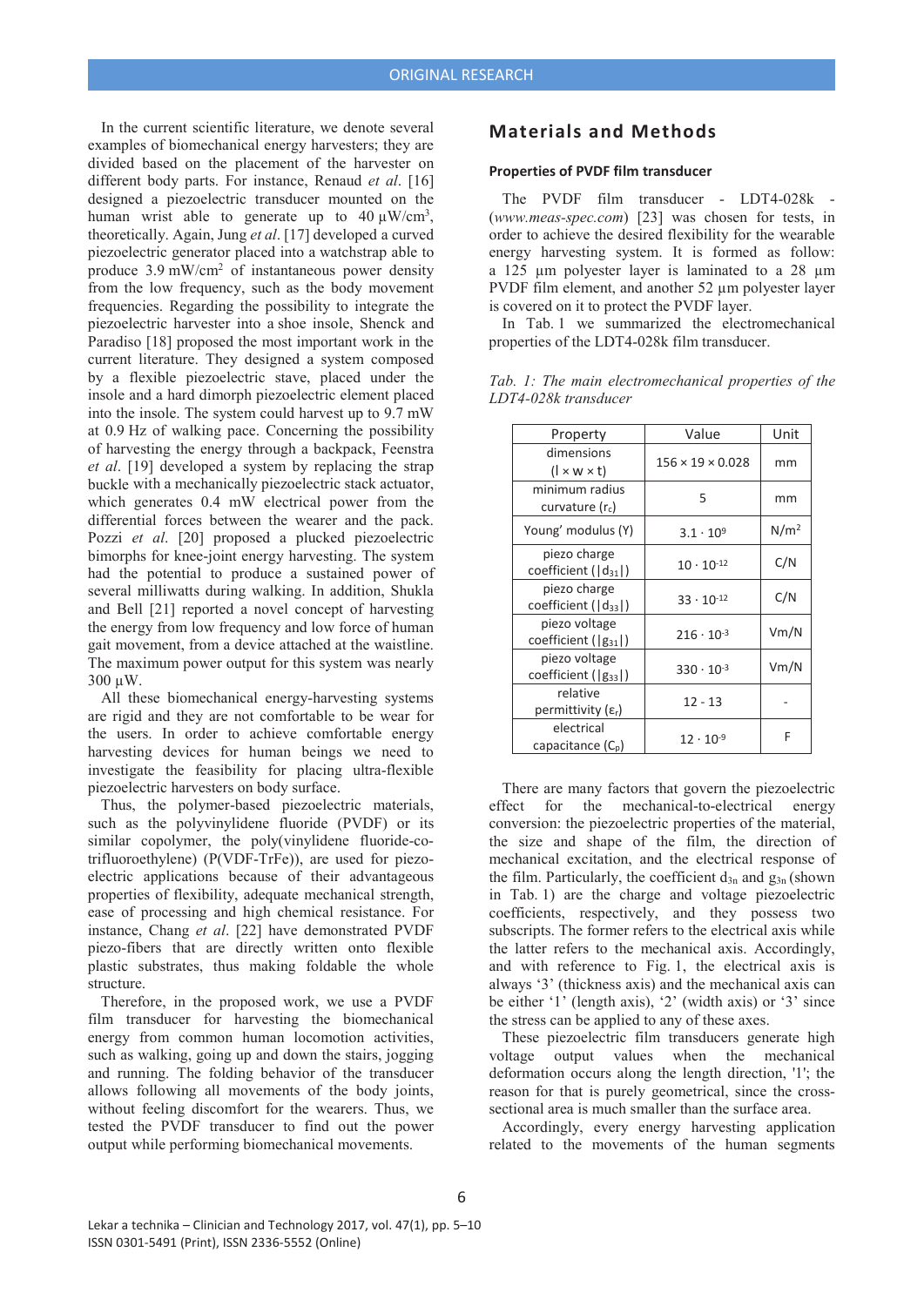In the current scientific literature, we denote several examples of biomechanical energy harvesters; they are divided based on the placement of the harvester on different body parts. For instance, Renaud *et al*. [16] designed a piezoelectric transducer mounted on the human wrist able to generate up to 40 μW/cm$^3$, theoretically. Again, Jung *et al*. [17] developed a curved piezoelectric generator placed into a watchstrap able to produce 3.9 mW/cm$^2$ of instantaneous power density from the low frequency, such as the body movement frequencies. Regarding the possibility to integrate the piezoelectric harvester into a shoe insole, Shenck and Paradiso [18] proposed the most important work in the current literature. They designed a system composed by a flexible piezoelectric stave, placed under the insole and a hard dimorph piezoelectric element placed into the insole. The system could harvest up to 9.7 mW at 0.9 Hz of walking pace. Concerning the possibility of harvesting the energy through a backpack, Feenstra *et al*. [19] developed a system by replacing the strap buckle with a mechanically piezoelectric stack actuator, which generates 0.4 mW electrical power from the differential forces between the wearer and the pack. Pozzi *et al*. [20] proposed a plucked piezoelectric bimorphs for knee-joint energy harvesting. The system had the potential to produce a sustained power of several milliwatts during walking. In addition, Shukla and Bell [21] reported a novel concept of harvesting the energy from low frequency and low force of human gait movement, from a device attached at the waistline. The maximum power output for this system was nearly 300 μW.

All these biomechanical energy-harvesting systems are rigid and they are not comfortable to be wear for the users. In order to achieve comfortable energy harvesting devices for human beings we need to investigate the feasibility for placing ultra-flexible piezoelectric harvesters on body surface.

Thus, the polymer-based piezoelectric materials, such as the polyvinylidene fluoride (PVDF) or its similar copolymer, the poly(vinylidene fluoride-co-trifluoroethylene) (P(VDF-TrFe)), are used for piezoelectric applications because of their advantageous properties of flexibility, adequate mechanical strength, ease of processing and high chemical resistance. For instance, Chang *et al*. [22] have demonstrated PVDF piezo-fibers that are directly written onto flexible plastic substrates, thus making foldable the whole structure.

Therefore, in the proposed work, we use a PVDF film transducer for harvesting the biomechanical energy from common human locomotion activities, such as walking, going up and down the stairs, jogging and running. The folding behavior of the transducer allows following all movements of the body joints, without feeling discomfort for the wearers. Thus, we tested the PVDF transducer to find out the power output while performing biomechanical movements.

## Materials and Methods

### Properties of PVDF film transducer

The PVDF film transducer - LDT4-028k - (*www.meas-spec.com*) [23] was chosen for tests, in order to achieve the desired flexibility for the wearable energy harvesting system. It is formed as follow: a 125 μm polyester layer is laminated to a 28 μm PVDF film element, and another 52 μm polyester layer is covered on it to protect the PVDF layer.

In Tab. 1 we summarized the electromechanical properties of the LDT4-028k film transducer.

*Tab. 1: The main electromechanical properties of the LDT4-028k transducer*

| Property | Value | Unit |
|---|---|---|
| dimensions (l × w × t) | 156 × 19 × 0.028 | mm |
| minimum radius curvature ($r_c$) | 5 | mm |
| Young' modulus (Y) | $3.1 \cdot 10^9$ | N/m$^2$ |
| piezo charge coefficient ($\|d_{31}\|$) | $10 \cdot 10^{-12}$ | C/N |
| piezo charge coefficient ($\|d_{33}\|$) | $33 \cdot 10^{-12}$ | C/N |
| piezo voltage coefficient ($\|g_{31}\|$) | $216 \cdot 10^{-3}$ | Vm/N |
| piezo voltage coefficient ($\|g_{33}\|$) | $330 \cdot 10^{-3}$ | Vm/N |
| relative permittivity ($\varepsilon_r$) | 12 - 13 | - |
| electrical capacitance ($C_p$) | $12 \cdot 10^{-9}$ | F |

There are many factors that govern the piezoelectric effect for the mechanical-to-electrical energy conversion: the piezoelectric properties of the material, the size and shape of the film, the direction of mechanical excitation, and the electrical response of the film. Particularly, the coefficient $d_{3n}$ and $g_{3n}$ (shown in Tab. 1) are the charge and voltage piezoelectric coefficients, respectively, and they possess two subscripts. The former refers to the electrical axis while the latter refers to the mechanical axis. Accordingly, and with reference to Fig. 1, the electrical axis is always '3' (thickness axis) and the mechanical axis can be either '1' (length axis), '2' (width axis) or '3' since the stress can be applied to any of these axes.

These piezoelectric film transducers generate high voltage output values when the mechanical deformation occurs along the length direction, '1'; the reason for that is purely geometrical, since the cross-sectional area is much smaller than the surface area.

Accordingly, every energy harvesting application related to the movements of the human segments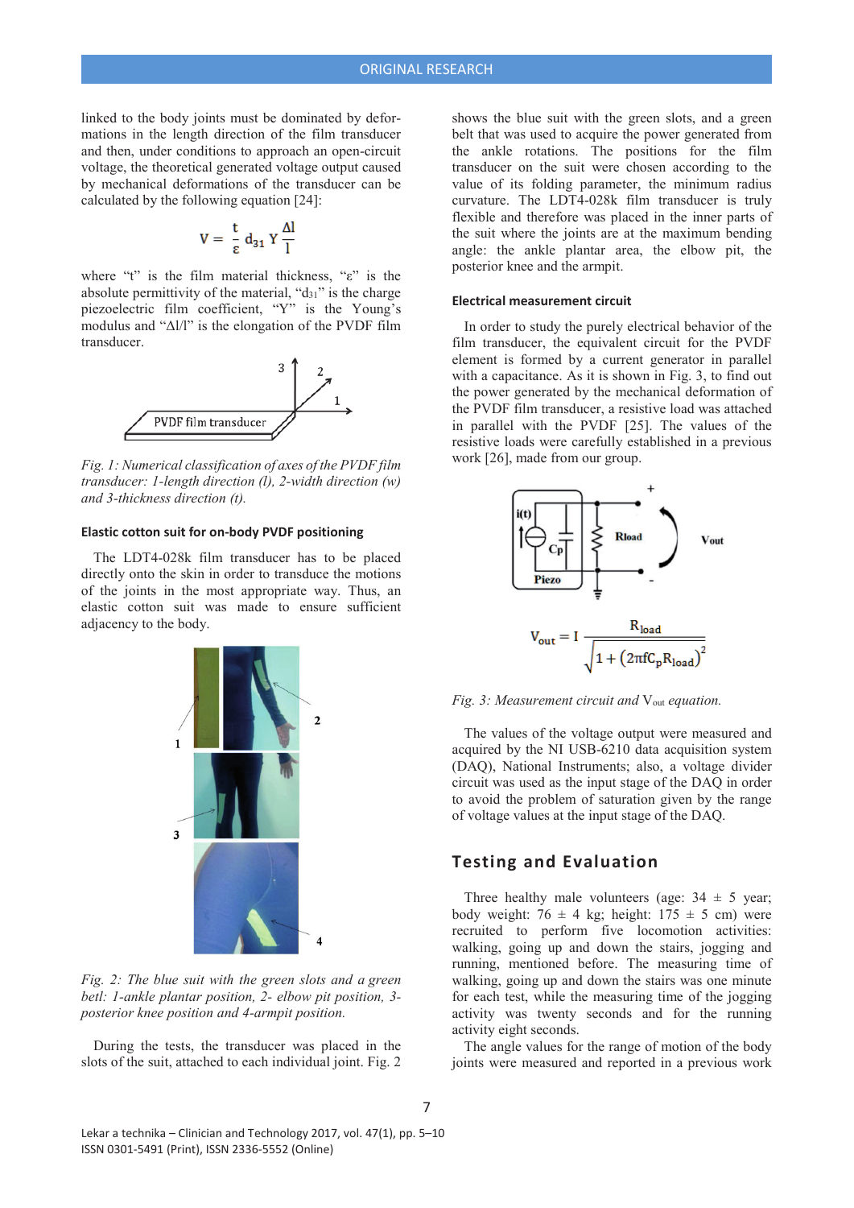linked to the body joints must be dominated by deformations in the length direction of the film transducer and then, under conditions to approach an open-circuit voltage, the theoretical generated voltage output caused by mechanical deformations of the transducer can be calculated by the following equation [24]:

$$V = \frac{t}{\varepsilon} d_{31} Y \frac{\Delta l}{l}$$

where "t" is the film material thickness, "ε" is the absolute permittivity of the material, "$d_{31}$" is the charge piezoelectric film coefficient, "Y" is the Young's modulus and "Δl/l" is the elongation of the PVDF film transducer.

*Fig. 1: Numerical classification of axes of the PVDF film transducer: 1-length direction (l), 2-width direction (w) and 3-thickness direction (t).*

### Elastic cotton suit for on-body PVDF positioning

The LDT4-028k film transducer has to be placed directly onto the skin in order to transduce the motions of the joints in the most appropriate way. Thus, an elastic cotton suit was made to ensure sufficient adjacency to the body.

*Fig. 2: The blue suit with the green slots and a green betl: 1-ankle plantar position, 2- elbow pit position, 3-posterior knee position and 4-armpit position.*

During the tests, the transducer was placed in the slots of the suit, attached to each individual joint. Fig. 2 shows the blue suit with the green slots, and a green belt that was used to acquire the power generated from the ankle rotations. The positions for the film transducer on the suit were chosen according to the value of its folding parameter, the minimum radius curvature. The LDT4-028k film transducer is truly flexible and therefore was placed in the inner parts of the suit where the joints are at the maximum bending angle: the ankle plantar area, the elbow pit, the posterior knee and the armpit.

### Electrical measurement circuit

In order to study the purely electrical behavior of the film transducer, the equivalent circuit for the PVDF element is formed by a current generator in parallel with a capacitance. As it is shown in Fig. 3, to find out the power generated by the mechanical deformation of the PVDF film transducer, a resistive load was attached in parallel with the PVDF [25]. The values of the resistive loads were carefully established in a previous work [26], made from our group.

$$V_{out} = I \frac{R_{load}}{\sqrt{1 + (2\pi f C_p R_{load})^2}}$$

*Fig. 3: Measurement circuit and $V_{out}$ equation.*

The values of the voltage output were measured and acquired by the NI USB-6210 data acquisition system (DAQ), National Instruments; also, a voltage divider circuit was used as the input stage of the DAQ in order to avoid the problem of saturation given by the range of voltage values at the input stage of the DAQ.

## Testing and Evaluation

Three healthy male volunteers (age: 34 ± 5 year; body weight: 76 ± 4 kg; height: 175 ± 5 cm) were recruited to perform five locomotion activities: walking, going up and down the stairs, jogging and running, mentioned before. The measuring time of walking, going up and down the stairs was one minute for each test, while the measuring time of the jogging activity was twenty seconds and for the running activity eight seconds.

The angle values for the range of motion of the body joints were measured and reported in a previous work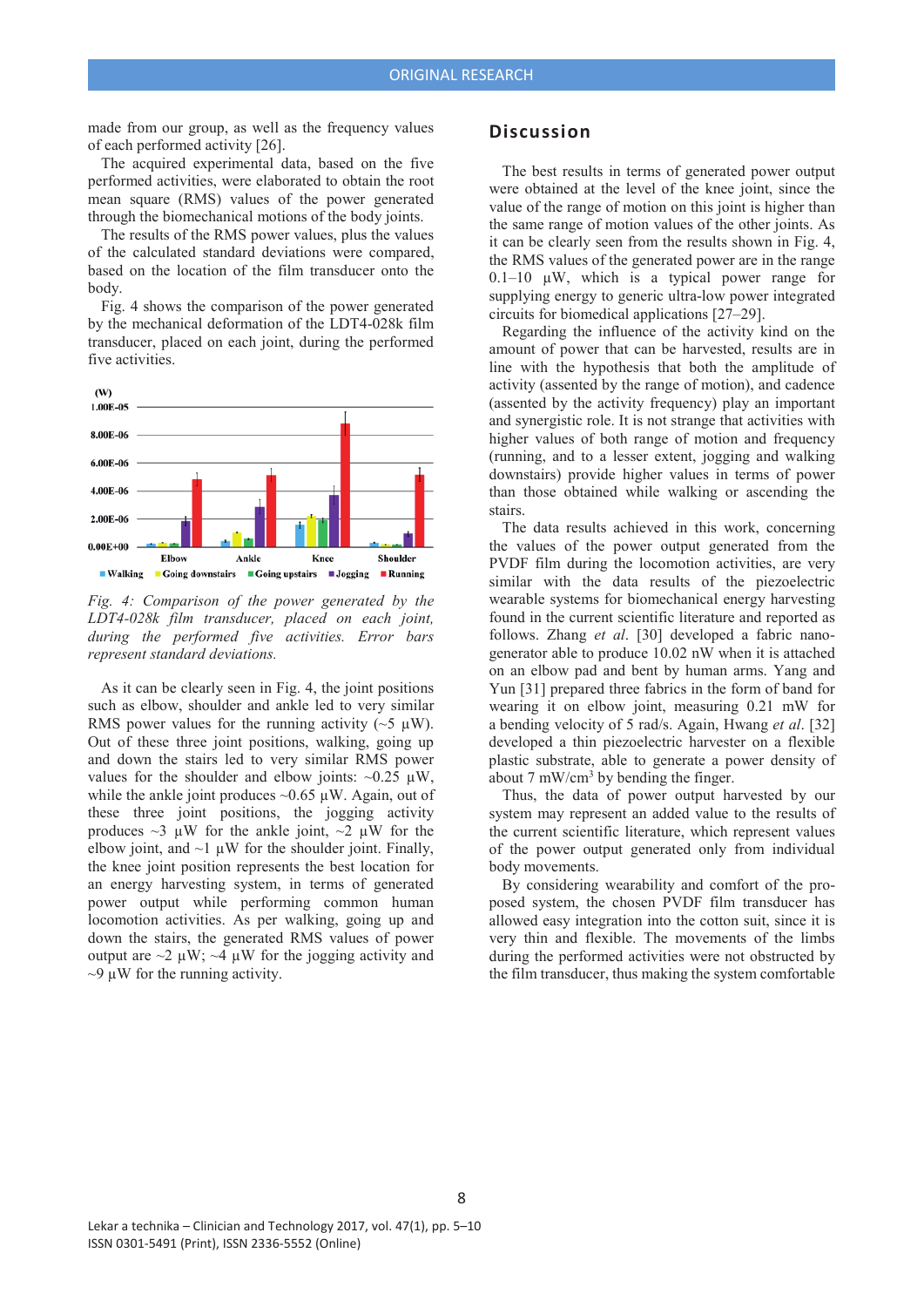made from our group, as well as the frequency values of each performed activity [26].

The acquired experimental data, based on the five performed activities, were elaborated to obtain the root mean square (RMS) values of the power generated through the biomechanical motions of the body joints.

The results of the RMS power values, plus the values of the calculated standard deviations were compared, based on the location of the film transducer onto the body.

Fig. 4 shows the comparison of the power generated by the mechanical deformation of the LDT4-028k film transducer, placed on each joint, during the performed five activities.

*Fig. 4: Comparison of the power generated by the LDT4-028k film transducer, placed on each joint, during the performed five activities. Error bars represent standard deviations.*

As it can be clearly seen in Fig. 4, the joint positions such as elbow, shoulder and ankle led to very similar RMS power values for the running activity (~5 µW). Out of these three joint positions, walking, going up and down the stairs led to very similar RMS power values for the shoulder and elbow joints: ~0.25 µW, while the ankle joint produces ~0.65 µW. Again, out of these three joint positions, the jogging activity produces ~3 µW for the ankle joint, ~2 µW for the elbow joint, and ~1 µW for the shoulder joint. Finally, the knee joint position represents the best location for an energy harvesting system, in terms of generated power output while performing common human locomotion activities. As per walking, going up and down the stairs, the generated RMS values of power output are ~2 µW; ~4 µW for the jogging activity and ~9 µW for the running activity.

## Discussion

The best results in terms of generated power output were obtained at the level of the knee joint, since the value of the range of motion on this joint is higher than the same range of motion values of the other joints. As it can be clearly seen from the results shown in Fig. 4, the RMS values of the generated power are in the range 0.1–10 µW, which is a typical power range for supplying energy to generic ultra-low power integrated circuits for biomedical applications [27–29].

Regarding the influence of the activity kind on the amount of power that can be harvested, results are in line with the hypothesis that both the amplitude of activity (assented by the range of motion), and cadence (assented by the activity frequency) play an important and synergistic role. It is not strange that activities with higher values of both range of motion and frequency (running, and to a lesser extent, jogging and walking downstairs) provide higher values in terms of power than those obtained while walking or ascending the stairs.

The data results achieved in this work, concerning the values of the power output generated from the PVDF film during the locomotion activities, are very similar with the data results of the piezoelectric wearable systems for biomechanical energy harvesting found in the current scientific literature and reported as follows. Zhang *et al*. [30] developed a fabric nanogenerator able to produce 10.02 nW when it is attached on an elbow pad and bent by human arms. Yang and Yun [31] prepared three fabrics in the form of band for wearing it on elbow joint, measuring 0.21 mW for a bending velocity of 5 rad/s. Again, Hwang *et al*. [32] developed a thin piezoelectric harvester on a flexible plastic substrate, able to generate a power density of about 7 mW/cm$^3$ by bending the finger.

Thus, the data of power output harvested by our system may represent an added value to the results of the current scientific literature, which represent values of the power output generated only from individual body movements.

By considering wearability and comfort of the proposed system, the chosen PVDF film transducer has allowed easy integration into the cotton suit, since it is very thin and flexible. The movements of the limbs during the performed activities were not obstructed by the film transducer, thus making the system comfortable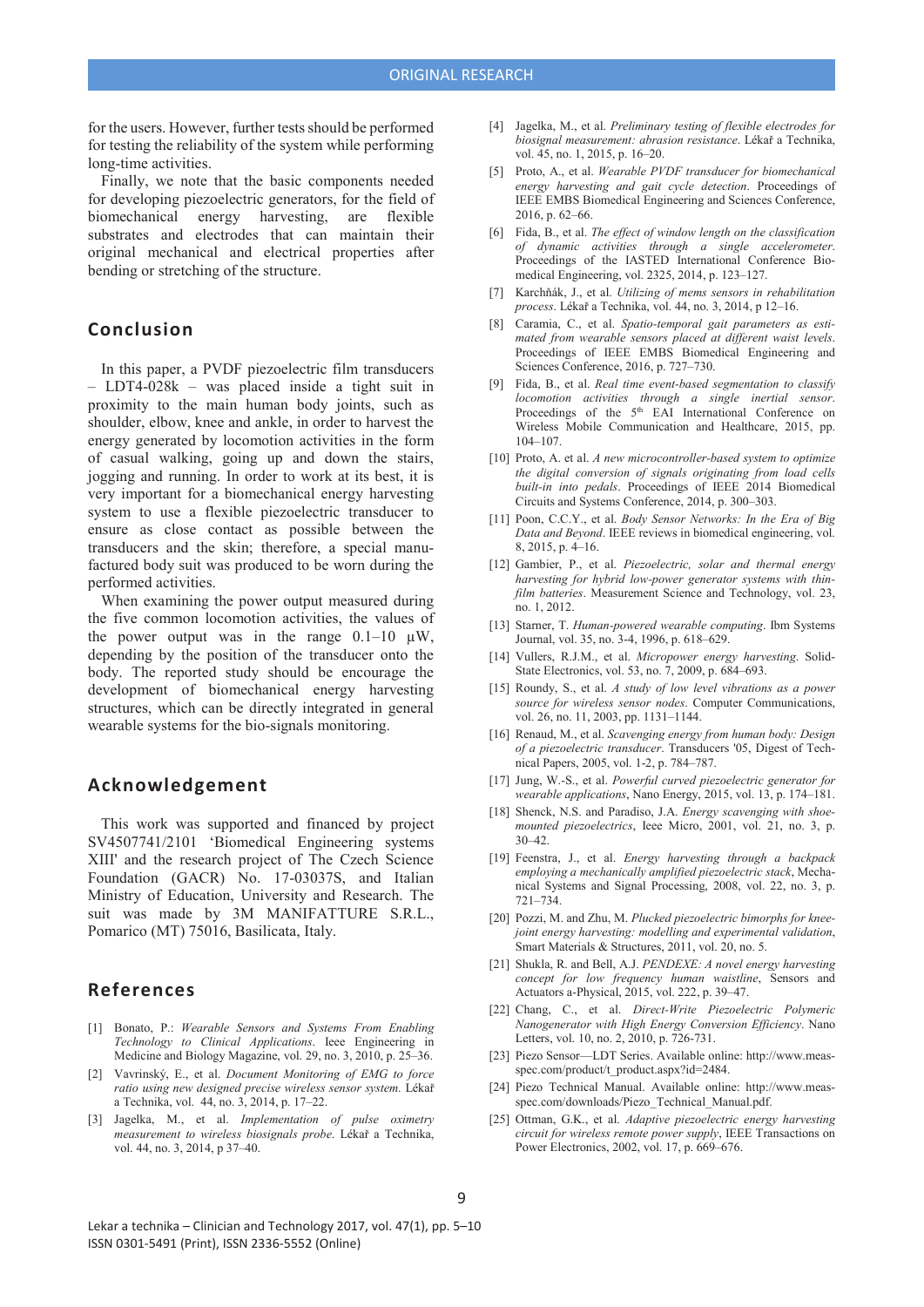for the users. However, further tests should be performed for testing the reliability of the system while performing long-time activities.

Finally, we note that the basic components needed for developing piezoelectric generators, for the field of biomechanical energy harvesting, are flexible substrates and electrodes that can maintain their original mechanical and electrical properties after bending or stretching of the structure.

## Conclusion

In this paper, a PVDF piezoelectric film transducers – LDT4-028k – was placed inside a tight suit in proximity to the main human body joints, such as shoulder, elbow, knee and ankle, in order to harvest the energy generated by locomotion activities in the form of casual walking, going up and down the stairs, jogging and running. In order to work at its best, it is very important for a biomechanical energy harvesting system to use a flexible piezoelectric transducer to ensure as close contact as possible between the transducers and the skin; therefore, a special manufactured body suit was produced to be worn during the performed activities.

When examining the power output measured during the five common locomotion activities, the values of the power output was in the range 0.1–10 μW, depending by the position of the transducer onto the body. The reported study should be encourage the development of biomechanical energy harvesting structures, which can be directly integrated in general wearable systems for the bio-signals monitoring.

## Acknowledgement

This work was supported and financed by project SV4507741/2101 'Biomedical Engineering systems XIII' and the research project of The Czech Science Foundation (GACR) No. 17-03037S, and Italian Ministry of Education, University and Research. The suit was made by 3M MANIFATTURE S.R.L., Pomarico (MT) 75016, Basilicata, Italy.

## References

[1] Bonato, P.: *Wearable Sensors and Systems From Enabling Technology to Clinical Applications*. Ieee Engineering in Medicine and Biology Magazine, vol. 29, no. 3, 2010, p. 25–36.

[2] Vavrinský, E., et al. *Document Monitoring of EMG to force ratio using new designed precise wireless sensor system*. Lékař a Technika, vol. 44, no. 3, 2014, p. 17–22.

[3] Jagelka, M., et al. *Implementation of pulse oximetry measurement to wireless biosignals probe*. Lékař a Technika, vol. 44, no. 3, 2014, p 37–40.

[4] Jagelka, M., et al. *Preliminary testing of flexible electrodes for biosignal measurement: abrasion resistance*. Lékař a Technika, vol. 45, no. 1, 2015, p. 16–20.

[5] Proto, A., et al. *Wearable PVDF transducer for biomechanical energy harvesting and gait cycle detection*. Proceedings of IEEE EMBS Biomedical Engineering and Sciences Conference, 2016, p. 62–66.

[6] Fida, B., et al. *The effect of window length on the classification of dynamic activities through a single accelerometer*. Proceedings of the IASTED International Conference Biomedical Engineering, vol. 2325, 2014, p. 123–127.

[7] Karchňák, J., et al. *Utilizing of mems sensors in rehabilitation process*. Lékař a Technika, vol. 44, no. 3, 2014, p 12–16.

[8] Caramia, C., et al. *Spatio-temporal gait parameters as estimated from wearable sensors placed at different waist levels*. Proceedings of IEEE EMBS Biomedical Engineering and Sciences Conference, 2016, p. 727–730.

[9] Fida, B., et al. *Real time event-based segmentation to classify locomotion activities through a single inertial sensor*. Proceedings of the 5th EAI International Conference on Wireless Mobile Communication and Healthcare, 2015, pp. 104–107.

[10] Proto, A. et al. *A new microcontroller-based system to optimize the digital conversion of signals originating from load cells built-in into pedals*. Proceedings of IEEE 2014 Biomedical Circuits and Systems Conference, 2014, p. 300–303.

[11] Poon, C.C.Y., et al. *Body Sensor Networks: In the Era of Big Data and Beyond*. IEEE reviews in biomedical engineering, vol. 8, 2015, p. 4–16.

[12] Gambier, P., et al. *Piezoelectric, solar and thermal energy harvesting for hybrid low-power generator systems with thin-film batteries*. Measurement Science and Technology, vol. 23, no. 1, 2012.

[13] Starner, T. *Human-powered wearable computing*. Ibm Systems Journal, vol. 35, no. 3-4, 1996, p. 618–629.

[14] Vullers, R.J.M., et al. *Micropower energy harvesting*. Solid-State Electronics, vol. 53, no. 7, 2009, p. 684–693.

[15] Roundy, S., et al. *A study of low level vibrations as a power source for wireless sensor nodes*. Computer Communications, vol. 26, no. 11, 2003, pp. 1131–1144.

[16] Renaud, M., et al. *Scavenging energy from human body: Design of a piezoelectric transducer*. Transducers '05, Digest of Technical Papers, 2005, vol. 1-2, p. 784–787.

[17] Jung, W.-S., et al. *Powerful curved piezoelectric generator for wearable applications*, Nano Energy, 2015, vol. 13, p. 174–181.

[18] Shenck, N.S. and Paradiso, J.A. *Energy scavenging with shoe-mounted piezoelectrics*, Ieee Micro, 2001, vol. 21, no. 3, p. 30–42.

[19] Feenstra, J., et al. *Energy harvesting through a backpack employing a mechanically amplified piezoelectric stack*, Mechanical Systems and Signal Processing, 2008, vol. 22, no. 3, p. 721–734.

[20] Pozzi, M. and Zhu, M. *Plucked piezoelectric bimorphs for knee-joint energy harvesting: modelling and experimental validation*, Smart Materials & Structures, 2011, vol. 20, no. 5.

[21] Shukla, R. and Bell, A.J. *PENDEXE: A novel energy harvesting concept for low frequency human waistline*, Sensors and Actuators a-Physical, 2015, vol. 222, p. 39–47.

[22] Chang, C., et al. *Direct-Write Piezoelectric Polymeric Nanogenerator with High Energy Conversion Efficiency*. Nano Letters, vol. 10, no. 2, 2010, p. 726-731.

[23] Piezo Sensor—LDT Series. Available online: http://www.meas-spec.com/product/t_product.aspx?id=2484.

[24] Piezo Technical Manual. Available online: http://www.meas-spec.com/downloads/Piezo_Technical_Manual.pdf.

[25] Ottman, G.K., et al. *Adaptive piezoelectric energy harvesting circuit for wireless remote power supply*, IEEE Transactions on Power Electronics, 2002, vol. 17, p. 669–676.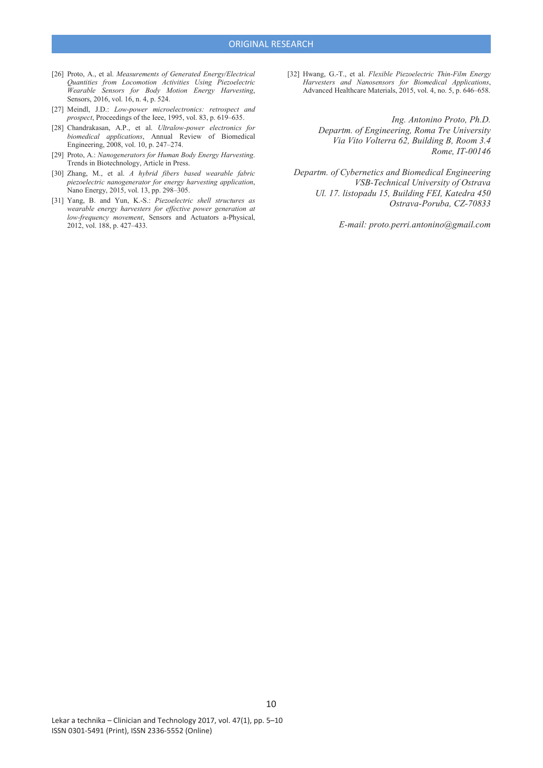[26] Proto, A., et al. *Measurements of Generated Energy/Electrical Quantities from Locomotion Activities Using Piezoelectric Wearable Sensors for Body Motion Energy Harvesting*, Sensors, 2016, vol. 16, n. 4, p. 524.

[27] Meindl, J.D.: *Low-power microelectronics: retrospect and prospect*, Proceedings of the Ieee, 1995, vol. 83, p. 619–635.

[28] Chandrakasan, A.P., et al. *Ultralow-power electronics for biomedical applications*, Annual Review of Biomedical Engineering, 2008, vol. 10, p. 247–274.

[29] Proto, A.: *Nanogenerators for Human Body Energy Harvesting*. Trends in Biotechnology, Article in Press.

[30] Zhang, M., et al. *A hybrid fibers based wearable fabric piezoelectric nanogenerator for energy harvesting application*, Nano Energy, 2015, vol. 13, pp. 298–305.

[31] Yang, B. and Yun, K.-S.: *Piezoelectric shell structures as wearable energy harvesters for effective power generation at low-frequency movement*, Sensors and Actuators a-Physical, 2012, vol. 188, p. 427–433.

[32] Hwang, G.-T., et al. *Flexible Piezoelectric Thin-Film Energy Harvesters and Nanosensors for Biomedical Applications*, Advanced Healthcare Materials, 2015, vol. 4, no. 5, p. 646–658.

*Ing. Antonino Proto, Ph.D.*
*Departm. of Engineering, Roma Tre University*
*Via Vito Volterra 62, Building B, Room 3.4*
*Rome, IT-00146*

*Departm. of Cybernetics and Biomedical Engineering*
*VSB-Technical University of Ostrava*
*Ul. 17. listopadu 15, Building FEI, Katedra 450*
*Ostrava-Poruba, CZ-70833*

*E-mail: proto.perri.antonino@gmail.com*